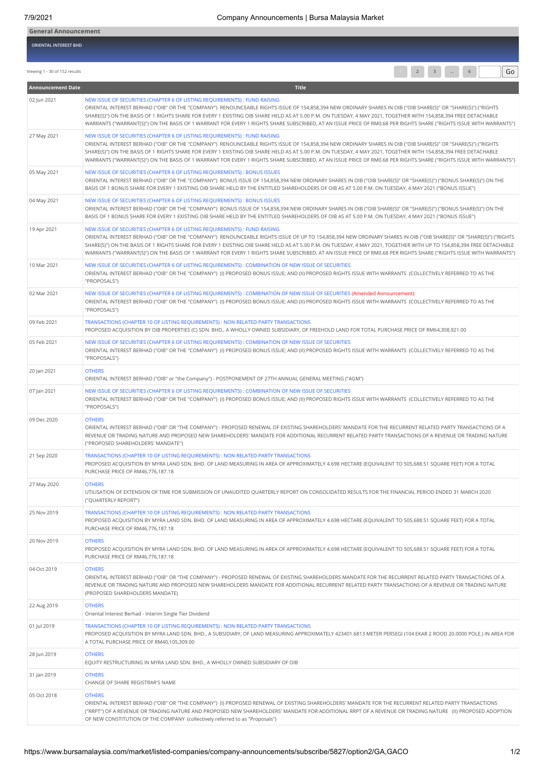## General Announcement

ORIENTAL INTEREST BHD

Viewing 1 - 30 of 152 results

| Announcement Date | Title |
|---|---|
| 02 Jun 2021 | NEW ISSUE OF SECURITIES (CHAPTER 6 OF LISTING REQUIREMENTS) : FUND RAISING<br>ORIENTAL INTEREST BERHAD ("OIB" OR THE "COMPANY") RENOUNCEABLE RIGHTS ISSUE OF 154,858,394 NEW ORDINARY SHARES IN OIB ("OIB SHARE(S)" OR "SHARE(S)") ("RIGHTS SHARE(S)") ON THE BASIS OF 1 RIGHTS SHARE FOR EVERY 1 EXISTING OIB SHARE HELD AS AT 5.00 P.M. ON TUESDAY, 4 MAY 2021, TOGETHER WITH 154,858,394 FREE DETACHABLE WARRANTS ("WARRANT(S)") ON THE BASIS OF 1 WARRANT FOR EVERY 1 RIGHTS SHARE SUBSCRIBED, AT AN ISSUE PRICE OF RM0.68 PER RIGHTS SHARE ("RIGHTS ISSUE WITH WARRANTS") |
| 27 May 2021 | NEW ISSUE OF SECURITIES (CHAPTER 6 OF LISTING REQUIREMENTS) : FUND RAISING<br>ORIENTAL INTEREST BERHAD ("OIB" OR THE "COMPANY") RENOUNCEABLE RIGHTS ISSUE OF 154,858,394 NEW ORDINARY SHARES IN OIB ("OIB SHARE(S)" OR "SHARE(S)") ("RIGHTS SHARE(S)") ON THE BASIS OF 1 RIGHTS SHARE FOR EVERY 1 EXISTING OIB SHARE HELD AS AT 5.00 P.M. ON TUESDAY, 4 MAY 2021, TOGETHER WITH 154,858,394 FREE DETACHABLE WARRANTS ("WARRANT(S)") ON THE BASIS OF 1 WARRANT FOR EVERY 1 RIGHTS SHARE SUBSCRIBED, AT AN ISSUE PRICE OF RM0.68 PER RIGHTS SHARE ("RIGHTS ISSUE WITH WARRANTS") |
| 05 May 2021 | NEW ISSUE OF SECURITIES (CHAPTER 6 OF LISTING REQUIREMENTS) : BONUS ISSUES<br>ORIENTAL INTEREST BERHAD ("OIB" OR THE "COMPANY") BONUS ISSUE OF 154,858,394 NEW ORDINARY SHARES IN OIB ("OIB SHARE(S)" OR "SHARE(S)") ("BONUS SHARE(S)") ON THE BASIS OF 1 BONUS SHARE FOR EVERY 1 EXISTING OIB SHARE HELD BY THE ENTITLED SHAREHOLDERS OF OIB AS AT 5.00 P.M. ON TUESDAY, 4 MAY 2021 ("BONUS ISSUE") |
| 04 May 2021 | NEW ISSUE OF SECURITIES (CHAPTER 6 OF LISTING REQUIREMENTS) : BONUS ISSUES<br>ORIENTAL INTEREST BERHAD ("OIB" OR THE "COMPANY") BONUS ISSUE OF 154,858,394 NEW ORDINARY SHARES IN OIB ("OIB SHARE(S)" OR "SHARE(S)") ("BONUS SHARE(S)") ON THE BASIS OF 1 BONUS SHARE FOR EVERY 1 EXISTING OIB SHARE HELD BY THE ENTITLED SHAREHOLDERS OF OIB AS AT 5.00 P.M. ON TUESDAY, 4 MAY 2021 ("BONUS ISSUE") |
| 19 Apr 2021 | NEW ISSUE OF SECURITIES (CHAPTER 6 OF LISTING REQUIREMENTS) : FUND RAISING<br>ORIENTAL INTEREST BERHAD ("OIB" OR THE "COMPANY") RENOUNCEABLE RIGHTS ISSUE OF UP TO 154,858,394 NEW ORDINARY SHARES IN OIB ("OIB SHARE(S)" OR "SHARE(S)") ("RIGHTS SHARE(S)") ON THE BASIS OF 1 RIGHTS SHARE FOR EVERY 1 EXISTING OIB SHARE HELD AS AT 5.00 P.M. ON TUESDAY, 4 MAY 2021, TOGETHER WITH UP TO 154,858,394 FREE DETACHABLE WARRANTS ("WARRANT(S)") ON THE BASIS OF 1 WARRANT FOR EVERY 1 RIGHTS SHARE SUBSCRIBED, AT AN ISSUE PRICE OF RM0.68 PER RIGHTS SHARE ("RIGHTS ISSUE WITH WARRANTS") |
| 10 Mar 2021 | NEW ISSUE OF SECURITIES (CHAPTER 6 OF LISTING REQUIREMENTS) : COMBINATION OF NEW ISSUE OF SECURITIES<br>ORIENTAL INTEREST BERHAD ("OIB" OR THE "COMPANY") (I) PROPOSED BONUS ISSUE; AND (II) PROPOSED RIGHTS ISSUE WITH WARRANTS (COLLECTIVELY REFERRED TO AS THE "PROPOSALS") |
| 02 Mar 2021 | NEW ISSUE OF SECURITIES (CHAPTER 6 OF LISTING REQUIREMENTS) : COMBINATION OF NEW ISSUE OF SECURITIES (Amended Announcement)<br>ORIENTAL INTEREST BERHAD ("OIB" OR THE "COMPANY") (I) PROPOSED BONUS ISSUE; AND (II) PROPOSED RIGHTS ISSUE WITH WARRANTS (COLLECTIVELY REFERRED TO AS THE "PROPOSALS") |
| 09 Feb 2021 | TRANSACTIONS (CHAPTER 10 OF LISTING REQUIREMENTS) : NON RELATED PARTY TRANSACTIONS<br>PROPOSED ACQUISITION BY OIB PROPERTIES (C) SDN. BHD., A WHOLLY OWNED SUBSIDIARY, OF FREEHOLD LAND FOR TOTAL PURCHASE PRICE OF RM64,308,921.00 |
| 05 Feb 2021 | NEW ISSUE OF SECURITIES (CHAPTER 6 OF LISTING REQUIREMENTS) : COMBINATION OF NEW ISSUE OF SECURITIES<br>ORIENTAL INTEREST BERHAD ("OIB" OR THE "COMPANY") (I) PROPOSED BONUS ISSUE; AND (II) PROPOSED RIGHTS ISSUE WITH WARRANTS (COLLECTIVELY REFERRED TO AS THE "PROPOSALS") |
| 20 Jan 2021 | OTHERS<br>ORIENTAL INTEREST BERHAD ("OIB" or "the Company") - POSTPONEMENT OF 27TH ANNUAL GENERAL MEETING ("AGM") |
| 07 Jan 2021 | NEW ISSUE OF SECURITIES (CHAPTER 6 OF LISTING REQUIREMENTS) : COMBINATION OF NEW ISSUE OF SECURITIES<br>ORIENTAL INTEREST BERHAD ("OIB" OR THE "COMPANY") (I) PROPOSED BONUS ISSUE; AND (II) PROPOSED RIGHTS ISSUE WITH WARRANTS (COLLECTIVELY REFERRED TO AS THE "PROPOSALS") |
| 09 Dec 2020 | OTHERS<br>ORIENTAL INTEREST BERHAD ("OIB" OR "THE COMPANY") - PROPOSED RENEWAL OF EXISTING SHAREHOLDERS' MANDATE FOR THE RECURRENT RELATED PARTY TRANSACTIONS OF A REVENUE OR TRADING NATURE AND PROPOSED NEW SHAREHOLDERS' MANDATE FOR ADDITIONAL RECURRENT RELATED PARTY TRANSACTIONS OF A REVENUE OR TRADING NATURE ("PROPOSED SHAREHOLDERS' MANDATE") |
| 21 Sep 2020 | TRANSACTIONS (CHAPTER 10 OF LISTING REQUIREMENTS) : NON RELATED PARTY TRANSACTIONS<br>PROPOSED ACQUISITION BY MYRA LAND SDN. BHD. OF LAND MEASURING IN AREA OF APPROXIMATELY 4.698 HECTARE (EQUIVALENT TO 505,688.51 SQUARE FEET) FOR A TOTAL PURCHASE PRICE OF RM46,776,187.18 |
| 27 May 2020 | OTHERS<br>UTILISATION OF EXTENSION OF TIME FOR SUBMISSION OF UNAUDITED QUARTERLY REPORT ON CONSOLIDATED RESULTS FOR THE FINANCIAL PERIOD ENDED 31 MARCH 2020 ("QUARTERLY REPORT") |
| 25 Nov 2019 | TRANSACTIONS (CHAPTER 10 OF LISTING REQUIREMENTS) : NON RELATED PARTY TRANSACTIONS<br>PROPOSED ACQUISITION BY MYRA LAND SDN. BHD. OF LAND MEASURING IN AREA OF APPROXIMATELY 4.698 HECTARE (EQUIVALENT TO 505,688.51 SQUARE FEET) FOR A TOTAL PURCHASE PRICE OF RM46,776,187.18 |
| 20 Nov 2019 | OTHERS<br>PROPOSED ACQUISITION BY MYRA LAND SDN. BHD. OF LAND MEASURING IN AREA OF APPROXIMATELY 4.698 HECTARE (EQUIVALENT TO 505,688.51 SQUARE FEET) FOR A TOTAL PURCHASE PRICE OF RM46,776,187.18 |
| 04 Oct 2019 | OTHERS<br>ORIENTAL INTEREST BERHAD ("OIB" OR "THE COMPANY") - PROPOSED RENEWAL OF EXISTING SHAREHOLDERS MANDATE FOR THE RECURRENT RELATED PARTY TRANSACTIONS OF A REVENUE OR TRADING NATURE AND PROPOSED NEW SHAREHOLDERS MANDATE FOR ADDITIONAL RECURRENT RELATED PARTY TRANSACTIONS OF A REVENUE OR TRADING NATURE (PROPOSED SHAREHOLDERS MANDATE) |
| 22 Aug 2019 | OTHERS<br>Oriental Interest Berhad - Interim Single Tier Dividend |
| 01 Jul 2019 | TRANSACTIONS (CHAPTER 10 OF LISTING REQUIREMENTS) : NON RELATED PARTY TRANSACTIONS<br>PROPOSED ACQUISITION BY MYRA LAND SDN. BHD., A SUBSIDIARY, OF LAND MEASURING APPROXIMATELY 423401.6813 METER PERSEGI (104 EKAR 2 ROOD 20.0000 POLE.) IN AREA FOR A TOTAL PURCHASE PRICE OF RM40,105,309.00 |
| 28 Jun 2019 | OTHERS<br>EQUITY RESTRUCTURING IN MYRA LAND SDN. BHD., A WHOLLY OWNED SUBSIDIARY OF OIB |
| 31 Jan 2019 | OTHERS<br>CHANGE OF SHARE REGISTRAR'S NAME |
| 05 Oct 2018 | OTHERS<br>ORIENTAL INTEREST BERHAD ("OIB" OR "THE COMPANY") (I) PROPOSED RENEWAL OF EXISTING SHAREHOLDERS' MANDATE FOR THE RECURRENT RELATED PARTY TRANSACTIONS ("RRPT") OF A REVENUE OR TRADING NATURE AND PROPOSED NEW SHAREHOLDERS' MANDATE FOR ADDITIONAL RRPT OF A REVENUE OR TRADING NATURE (II) PROPOSED ADOPTION OF NEW CONSTITUTION OF THE COMPANY (collectively referred to as "Proposals") |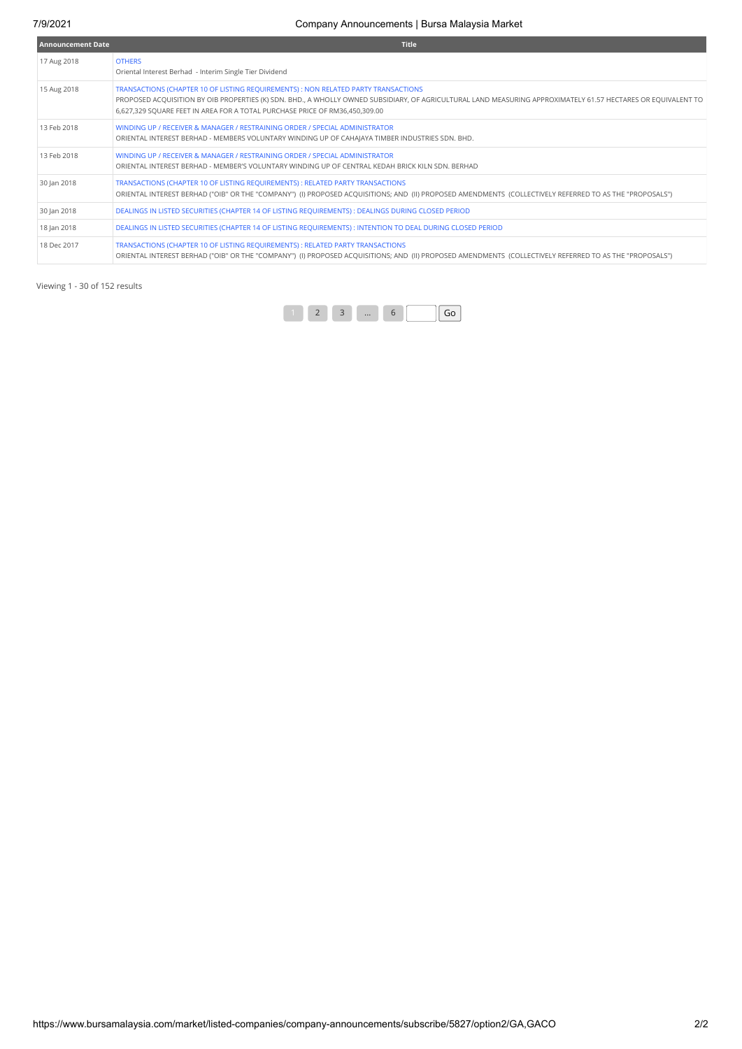| Announcement Date | Title |
|---|---|
| 17 Aug 2018 | OTHERS<br>Oriental Interest Berhad - Interim Single Tier Dividend |
| 15 Aug 2018 | TRANSACTIONS (CHAPTER 10 OF LISTING REQUIREMENTS) : NON RELATED PARTY TRANSACTIONS<br>PROPOSED ACQUISITION BY OIB PROPERTIES (K) SDN. BHD., A WHOLLY OWNED SUBSIDIARY, OF AGRICULTURAL LAND MEASURING APPROXIMATELY 61.57 HECTARES OR EQUIVALENT TO 6,627,329 SQUARE FEET IN AREA FOR A TOTAL PURCHASE PRICE OF RM36,450,309.00 |
| 13 Feb 2018 | WINDING UP / RECEIVER & MANAGER / RESTRAINING ORDER / SPECIAL ADMINISTRATOR<br>ORIENTAL INTEREST BERHAD - MEMBERS VOLUNTARY WINDING UP OF CAHAJAYA TIMBER INDUSTRIES SDN. BHD. |
| 13 Feb 2018 | WINDING UP / RECEIVER & MANAGER / RESTRAINING ORDER / SPECIAL ADMINISTRATOR<br>ORIENTAL INTEREST BERHAD - MEMBER'S VOLUNTARY WINDING UP OF CENTRAL KEDAH BRICK KILN SDN. BERHAD |
| 30 Jan 2018 | TRANSACTIONS (CHAPTER 10 OF LISTING REQUIREMENTS) : RELATED PARTY TRANSACTIONS<br>ORIENTAL INTEREST BERHAD ("OIB" OR THE "COMPANY") (I) PROPOSED ACQUISITIONS; AND (II) PROPOSED AMENDMENTS (COLLECTIVELY REFERRED TO AS THE "PROPOSALS") |
| 30 Jan 2018 | DEALINGS IN LISTED SECURITIES (CHAPTER 14 OF LISTING REQUIREMENTS) : DEALINGS DURING CLOSED PERIOD |
| 18 Jan 2018 | DEALINGS IN LISTED SECURITIES (CHAPTER 14 OF LISTING REQUIREMENTS) : INTENTION TO DEAL DURING CLOSED PERIOD |
| 18 Dec 2017 | TRANSACTIONS (CHAPTER 10 OF LISTING REQUIREMENTS) : RELATED PARTY TRANSACTIONS<br>ORIENTAL INTEREST BERHAD ("OIB" OR THE "COMPANY") (I) PROPOSED ACQUISITIONS; AND (II) PROPOSED AMENDMENTS (COLLECTIVELY REFERRED TO AS THE "PROPOSALS") |

Viewing 1 - 30 of 152 results

1 2 3 ... 6 Go